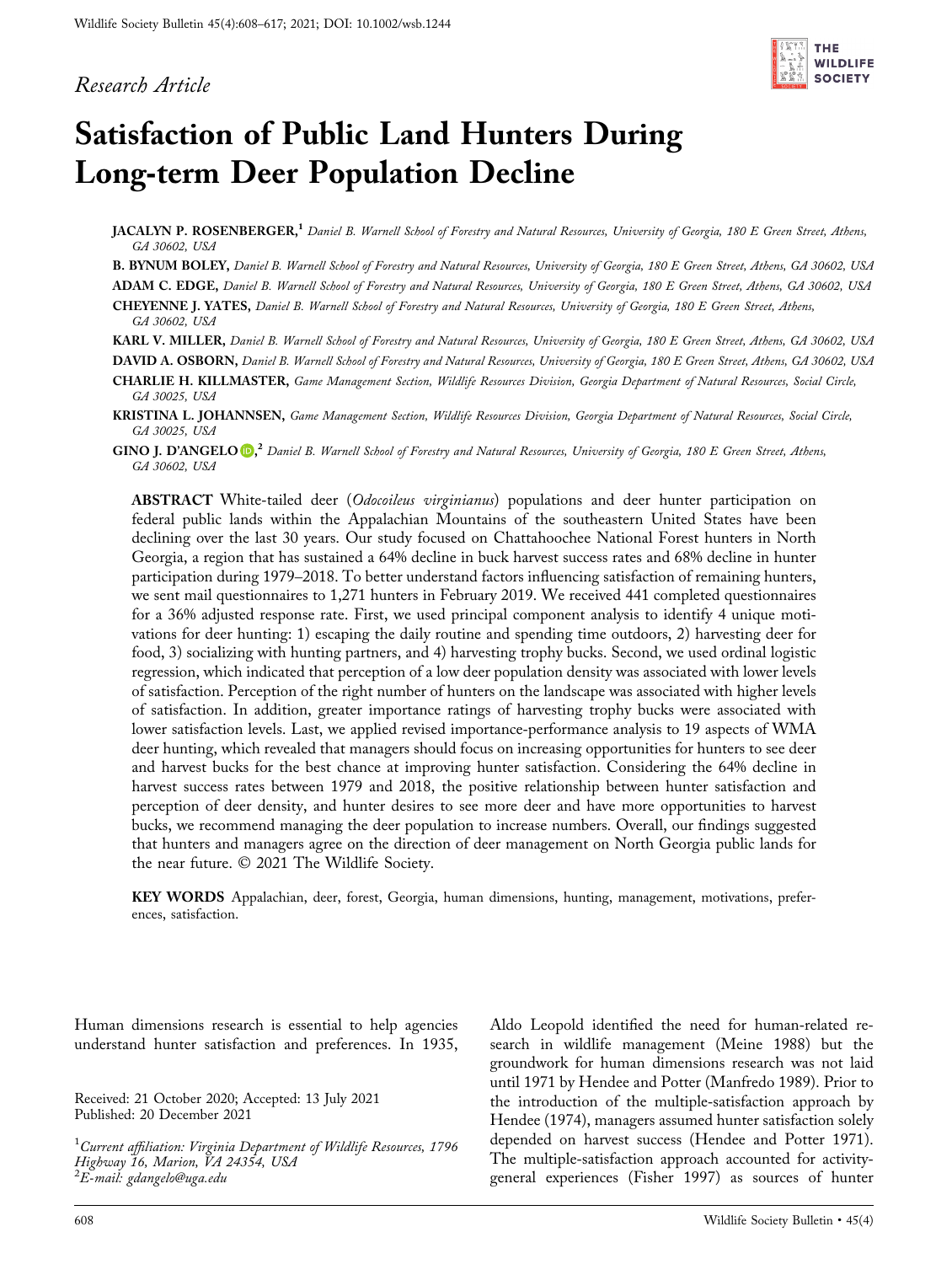*Research Article*

# Satisfaction of Public Land Hunters During Long-term Deer Population Decline

**JACALYN P. ROSENBERGER**,[1] *Daniel B. Warnell School of Forestry and Natural Resources, University of Georgia, 180 E Green Street, Athens, GA 30602, USA*

**B. BYNUM BOLEY**, *Daniel B. Warnell School of Forestry and Natural Resources, University of Georgia, 180 E Green Street, Athens, GA 30602, USA*

**ADAM C. EDGE**, *Daniel B. Warnell School of Forestry and Natural Resources, University of Georgia, 180 E Green Street, Athens, GA 30602, USA*

**CHEYENNE J. YATES**, *Daniel B. Warnell School of Forestry and Natural Resources, University of Georgia, 180 E Green Street, Athens, GA 30602, USA*

**KARL V. MILLER**, *Daniel B. Warnell School of Forestry and Natural Resources, University of Georgia, 180 E Green Street, Athens, GA 30602, USA*

**DAVID A. OSBORN**, *Daniel B. Warnell School of Forestry and Natural Resources, University of Georgia, 180 E Green Street, Athens, GA 30602, USA*

**CHARLIE H. KILLMASTER**, *Game Management Section, Wildlife Resources Division, Georgia Department of Natural Resources, Social Circle, GA 30025, USA*

**KRISTINA L. JOHANNSEN**, *Game Management Section, Wildlife Resources Division, Georgia Department of Natural Resources, Social Circle, GA 30025, USA*

**GINO J. D'ANGELO**,[2] *Daniel B. Warnell School of Forestry and Natural Resources, University of Georgia, 180 E Green Street, Athens, GA 30602, USA*

**ABSTRACT** White-tailed deer (*Odocoileus virginianus*) populations and deer hunter participation on federal public lands within the Appalachian Mountains of the southeastern United States have been declining over the last 30 years. Our study focused on Chattahoochee National Forest hunters in North Georgia, a region that has sustained a 64% decline in buck harvest success rates and 68% decline in hunter participation during 1979–2018. To better understand factors influencing satisfaction of remaining hunters, we sent mail questionnaires to 1,271 hunters in February 2019. We received 441 completed questionnaires for a 36% adjusted response rate. First, we used principal component analysis to identify 4 unique motivations for deer hunting: 1) escaping the daily routine and spending time outdoors, 2) harvesting deer for food, 3) socializing with hunting partners, and 4) harvesting trophy bucks. Second, we used ordinal logistic regression, which indicated that perception of a low deer population density was associated with lower levels of satisfaction. Perception of the right number of hunters on the landscape was associated with higher levels of satisfaction. In addition, greater importance ratings of harvesting trophy bucks were associated with lower satisfaction levels. Last, we applied revised importance-performance analysis to 19 aspects of WMA deer hunting, which revealed that managers should focus on increasing opportunities for hunters to see deer and harvest bucks for the best chance at improving hunter satisfaction. Considering the 64% decline in harvest success rates between 1979 and 2018, the positive relationship between hunter satisfaction and perception of deer density, and hunter desires to see more deer and have more opportunities to harvest bucks, we recommend managing the deer population to increase numbers. Overall, our findings suggested that hunters and managers agree on the direction of deer management on North Georgia public lands for the near future. © 2021 The Wildlife Society.

**KEY WORDS** Appalachian, deer, forest, Georgia, human dimensions, hunting, management, motivations, preferences, satisfaction.

Human dimensions research is essential to help agencies understand hunter satisfaction and preferences. In 1935, Aldo Leopold identified the need for human-related research in wildlife management (Meine 1988) but the groundwork for human dimensions research was not laid until 1971 by Hendee and Potter (Manfredo 1989). Prior to the introduction of the multiple-satisfaction approach by Hendee (1974), managers assumed hunter satisfaction solely depended on harvest success (Hendee and Potter 1971). The multiple-satisfaction approach accounted for activity-general experiences (Fisher 1997) as sources of hunter

Received: 21 October 2020; Accepted: 13 July 2021
Published: 20 December 2021

[1]*Current affiliation: Virginia Department of Wildlife Resources, 1796 Highway 16, Marion, VA 24354, USA*
[2]*E-mail: gdangelo@uga.edu*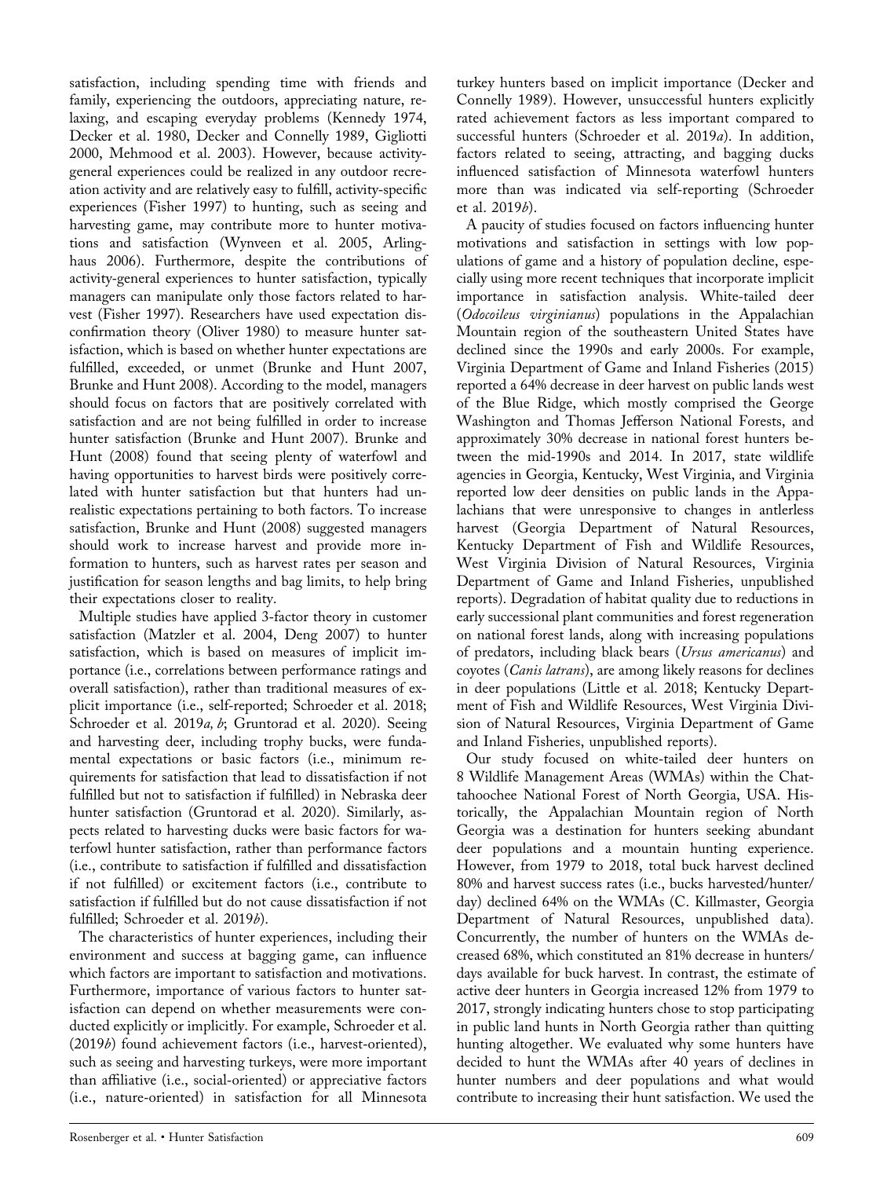satisfaction, including spending time with friends and family, experiencing the outdoors, appreciating nature, relaxing, and escaping everyday problems (Kennedy 1974, Decker et al. 1980, Decker and Connelly 1989, Gigliotti 2000, Mehmood et al. 2003). However, because activity-general experiences could be realized in any outdoor recreation activity and are relatively easy to fulfill, activity-specific experiences (Fisher 1997) to hunting, such as seeing and harvesting game, may contribute more to hunter motivations and satisfaction (Wynveen et al. 2005, Arlinghaus 2006). Furthermore, despite the contributions of activity-general experiences to hunter satisfaction, typically managers can manipulate only those factors related to harvest (Fisher 1997). Researchers have used expectation disconfirmation theory (Oliver 1980) to measure hunter satisfaction, which is based on whether hunter expectations are fulfilled, exceeded, or unmet (Brunke and Hunt 2007, Brunke and Hunt 2008). According to the model, managers should focus on factors that are positively correlated with satisfaction and are not being fulfilled in order to increase hunter satisfaction (Brunke and Hunt 2007). Brunke and Hunt (2008) found that seeing plenty of waterfowl and having opportunities to harvest birds were positively correlated with hunter satisfaction but that hunters had unrealistic expectations pertaining to both factors. To increase satisfaction, Brunke and Hunt (2008) suggested managers should work to increase harvest and provide more information to hunters, such as harvest rates per season and justification for season lengths and bag limits, to help bring their expectations closer to reality.

Multiple studies have applied 3-factor theory in customer satisfaction (Matzler et al. 2004, Deng 2007) to hunter satisfaction, which is based on measures of implicit importance (i.e., correlations between performance ratings and overall satisfaction), rather than traditional measures of explicit importance (i.e., self-reported; Schroeder et al. 2018; Schroeder et al. 2019*a, b*; Gruntorad et al. 2020). Seeing and harvesting deer, including trophy bucks, were fundamental expectations or basic factors (i.e., minimum requirements for satisfaction that lead to dissatisfaction if not fulfilled but not to satisfaction if fulfilled) in Nebraska deer hunter satisfaction (Gruntorad et al. 2020). Similarly, aspects related to harvesting ducks were basic factors for waterfowl hunter satisfaction, rather than performance factors (i.e., contribute to satisfaction if fulfilled and dissatisfaction if not fulfilled) or excitement factors (i.e., contribute to satisfaction if fulfilled but do not cause dissatisfaction if not fulfilled; Schroeder et al. 2019*b*).

The characteristics of hunter experiences, including their environment and success at bagging game, can influence which factors are important to satisfaction and motivations. Furthermore, importance of various factors to hunter satisfaction can depend on whether measurements were conducted explicitly or implicitly. For example, Schroeder et al. (2019*b*) found achievement factors (i.e., harvest-oriented), such as seeing and harvesting turkeys, were more important than affiliative (i.e., social-oriented) or appreciative factors (i.e., nature-oriented) in satisfaction for all Minnesota turkey hunters based on implicit importance (Decker and Connelly 1989). However, unsuccessful hunters explicitly rated achievement factors as less important compared to successful hunters (Schroeder et al. 2019*a*). In addition, factors related to seeing, attracting, and bagging ducks influenced satisfaction of Minnesota waterfowl hunters more than was indicated via self-reporting (Schroeder et al. 2019*b*).

A paucity of studies focused on factors influencing hunter motivations and satisfaction in settings with low populations of game and a history of population decline, especially using more recent techniques that incorporate implicit importance in satisfaction analysis. White-tailed deer (*Odocoileus virginianus*) populations in the Appalachian Mountain region of the southeastern United States have declined since the 1990s and early 2000s. For example, Virginia Department of Game and Inland Fisheries (2015) reported a 64% decrease in deer harvest on public lands west of the Blue Ridge, which mostly comprised the George Washington and Thomas Jefferson National Forests, and approximately 30% decrease in national forest hunters between the mid-1990s and 2014. In 2017, state wildlife agencies in Georgia, Kentucky, West Virginia, and Virginia reported low deer densities on public lands in the Appalachians that were unresponsive to changes in antlerless harvest (Georgia Department of Natural Resources, Kentucky Department of Fish and Wildlife Resources, West Virginia Division of Natural Resources, Virginia Department of Game and Inland Fisheries, unpublished reports). Degradation of habitat quality due to reductions in early successional plant communities and forest regeneration on national forest lands, along with increasing populations of predators, including black bears (*Ursus americanus*) and coyotes (*Canis latrans*), are among likely reasons for declines in deer populations (Little et al. 2018; Kentucky Department of Fish and Wildlife Resources, West Virginia Division of Natural Resources, Virginia Department of Game and Inland Fisheries, unpublished reports).

Our study focused on white-tailed deer hunters on 8 Wildlife Management Areas (WMAs) within the Chattahoochee National Forest of North Georgia, USA. Historically, the Appalachian Mountain region of North Georgia was a destination for hunters seeking abundant deer populations and a mountain hunting experience. However, from 1979 to 2018, total buck harvest declined 80% and harvest success rates (i.e., bucks harvested/hunter/day) declined 64% on the WMAs (C. Killmaster, Georgia Department of Natural Resources, unpublished data). Concurrently, the number of hunters on the WMAs decreased 68%, which constituted an 81% decrease in hunters/days available for buck harvest. In contrast, the estimate of active deer hunters in Georgia increased 12% from 1979 to 2017, strongly indicating hunters chose to stop participating in public land hunts in North Georgia rather than quitting hunting altogether. We evaluated why some hunters have decided to hunt the WMAs after 40 years of declines in hunter numbers and deer populations and what would contribute to increasing their hunt satisfaction. We used the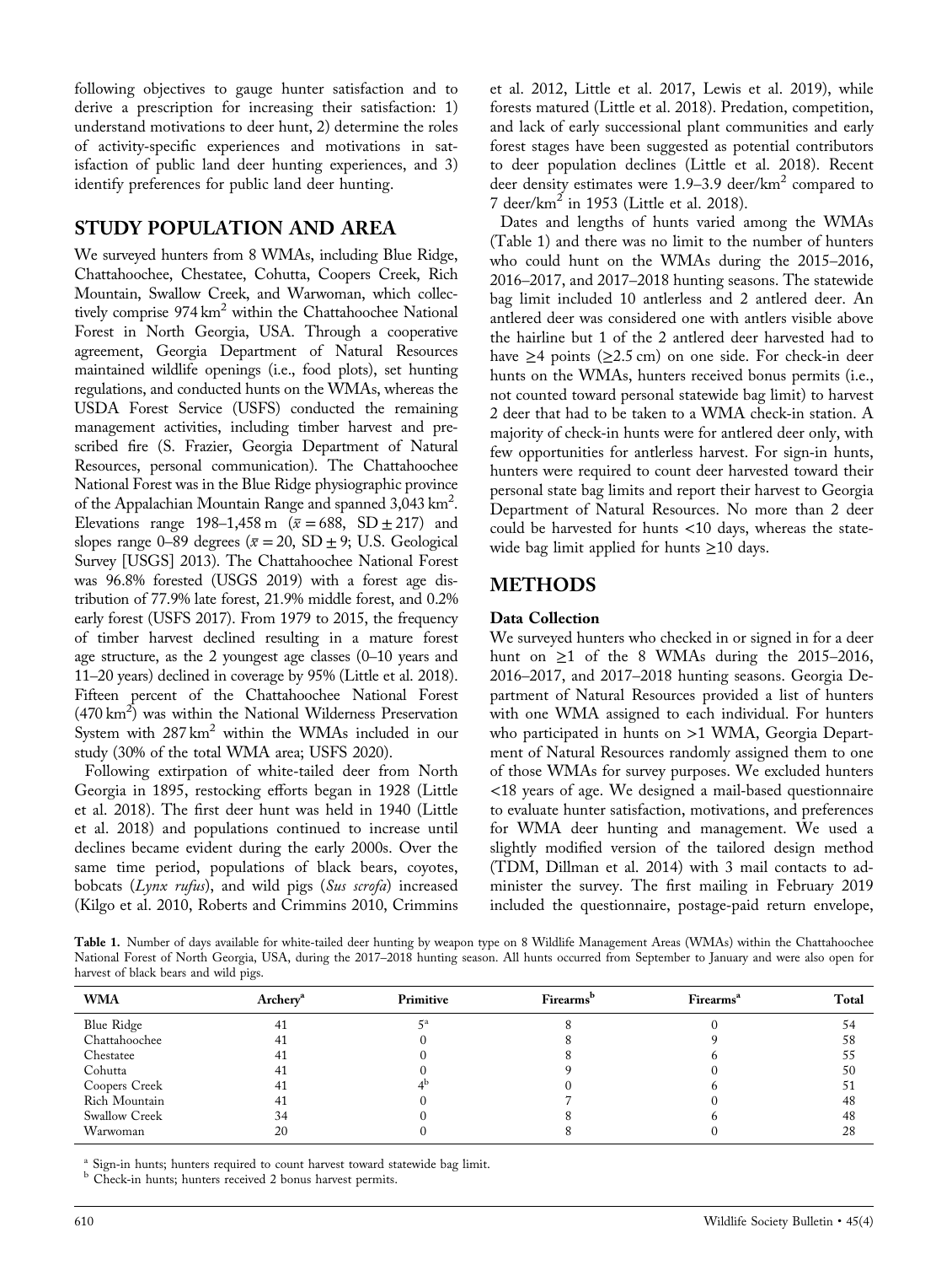following objectives to gauge hunter satisfaction and to derive a prescription for increasing their satisfaction: 1) understand motivations to deer hunt, 2) determine the roles of activity-specific experiences and motivations in satisfaction of public land deer hunting experiences, and 3) identify preferences for public land deer hunting.

## STUDY POPULATION AND AREA

We surveyed hunters from 8 WMAs, including Blue Ridge, Chattahoochee, Chestatee, Cohutta, Coopers Creek, Rich Mountain, Swallow Creek, and Warwoman, which collectively comprise 974 $km^2$ within the Chattahoochee National Forest in North Georgia, USA. Through a cooperative agreement, Georgia Department of Natural Resources maintained wildlife openings (i.e., food plots), set hunting regulations, and conducted hunts on the WMAs, whereas the USDA Forest Service (USFS) conducted the remaining management activities, including timber harvest and prescribed fire (S. Frazier, Georgia Department of Natural Resources, personal communication). The Chattahoochee National Forest was in the Blue Ridge physiographic province of the Appalachian Mountain Range and spanned 3,043 $km^2$. Elevations range 198–1,458 m ($\bar{x} = 688$, SD $\pm$ 217) and slopes range 0–89 degrees ($\bar{x} = 20$, SD $\pm$ 9; U.S. Geological Survey [USGS] 2013). The Chattahoochee National Forest was 96.8% forested (USGS 2019) with a forest age distribution of 77.9% late forest, 21.9% middle forest, and 0.2% early forest (USFS 2017). From 1979 to 2015, the frequency of timber harvest declined resulting in a mature forest age structure, as the 2 youngest age classes (0–10 years and 11–20 years) declined in coverage by 95% (Little et al. 2018). Fifteen percent of the Chattahoochee National Forest (470 $km^2$) was within the National Wilderness Preservation System with 287 $km^2$ within the WMAs included in our study (30% of the total WMA area; USFS 2020).

Following extirpation of white-tailed deer from North Georgia in 1895, restocking efforts began in 1928 (Little et al. 2018). The first deer hunt was held in 1940 (Little et al. 2018) and populations continued to increase until declines became evident during the early 2000s. Over the same time period, populations of black bears, coyotes, bobcats (*Lynx rufus*), and wild pigs (*Sus scrofa*) increased (Kilgo et al. 2010, Roberts and Crimmins 2010, Crimmins et al. 2012, Little et al. 2017, Lewis et al. 2019), while forests matured (Little et al. 2018). Predation, competition, and lack of early successional plant communities and early forest stages have been suggested as potential contributors to deer population declines (Little et al. 2018). Recent deer density estimates were 1.9–3.9 deer/$km^2$ compared to 7 deer/$km^2$ in 1953 (Little et al. 2018).

Dates and lengths of hunts varied among the WMAs (Table 1) and there was no limit to the number of hunters who could hunt on the WMAs during the 2015–2016, 2016–2017, and 2017–2018 hunting seasons. The statewide bag limit included 10 antlerless and 2 antlered deer. An antlered deer was considered one with antlers visible above the hairline but 1 of the 2 antlered deer harvested had to have ≥4 points (≥2.5 cm) on one side. For check-in deer hunts on the WMAs, hunters received bonus permits (i.e., not counted toward personal statewide bag limit) to harvest 2 deer that had to be taken to a WMA check-in station. A majority of check-in hunts were for antlered deer only, with few opportunities for antlerless harvest. For sign-in hunts, hunters were required to count deer harvested toward their personal state bag limits and report their harvest to Georgia Department of Natural Resources. No more than 2 deer could be harvested for hunts <10 days, whereas the statewide bag limit applied for hunts ≥10 days.

## METHODS

### Data Collection

We surveyed hunters who checked in or signed in for a deer hunt on ≥1 of the 8 WMAs during the 2015–2016, 2016–2017, and 2017–2018 hunting seasons. Georgia Department of Natural Resources provided a list of hunters with one WMA assigned to each individual. For hunters who participated in hunts on >1 WMA, Georgia Department of Natural Resources randomly assigned them to one of those WMAs for survey purposes. We excluded hunters <18 years of age. We designed a mail-based questionnaire to evaluate hunter satisfaction, motivations, and preferences for WMA deer hunting and management. We used a slightly modified version of the tailored design method (TDM, Dillman et al. 2014) with 3 mail contacts to administer the survey. The first mailing in February 2019 included the questionnaire, postage-paid return envelope,

Table 1. Number of days available for white-tailed deer hunting by weapon type on 8 Wildlife Management Areas (WMAs) within the Chattahoochee National Forest of North Georgia, USA, during the 2017–2018 hunting season. All hunts occurred from September to January and were also open for harvest of black bears and wild pigs.

| WMA | Archery[a] | Primitive | Firearms[b] | Firearms[a] | Total |
|---|---|---|---|---|---|
| Blue Ridge | 41 | 5[a] | 8 | 0 | 54 |
| Chattahoochee | 41 | 0 | 8 | 9 | 58 |
| Chestatee | 41 | 0 | 8 | 6 | 55 |
| Cohutta | 41 | 0 | 9 | 0 | 50 |
| Coopers Creek | 41 | 4[b] | 0 | 6 | 51 |
| Rich Mountain | 41 | 0 | 7 | 0 | 48 |
| Swallow Creek | 34 | 0 | 8 | 6 | 48 |
| Warwoman | 20 | 0 | 8 | 0 | 28 |

[a] Sign-in hunts; hunters required to count harvest toward statewide bag limit.
[b] Check-in hunts; hunters received 2 bonus harvest permits.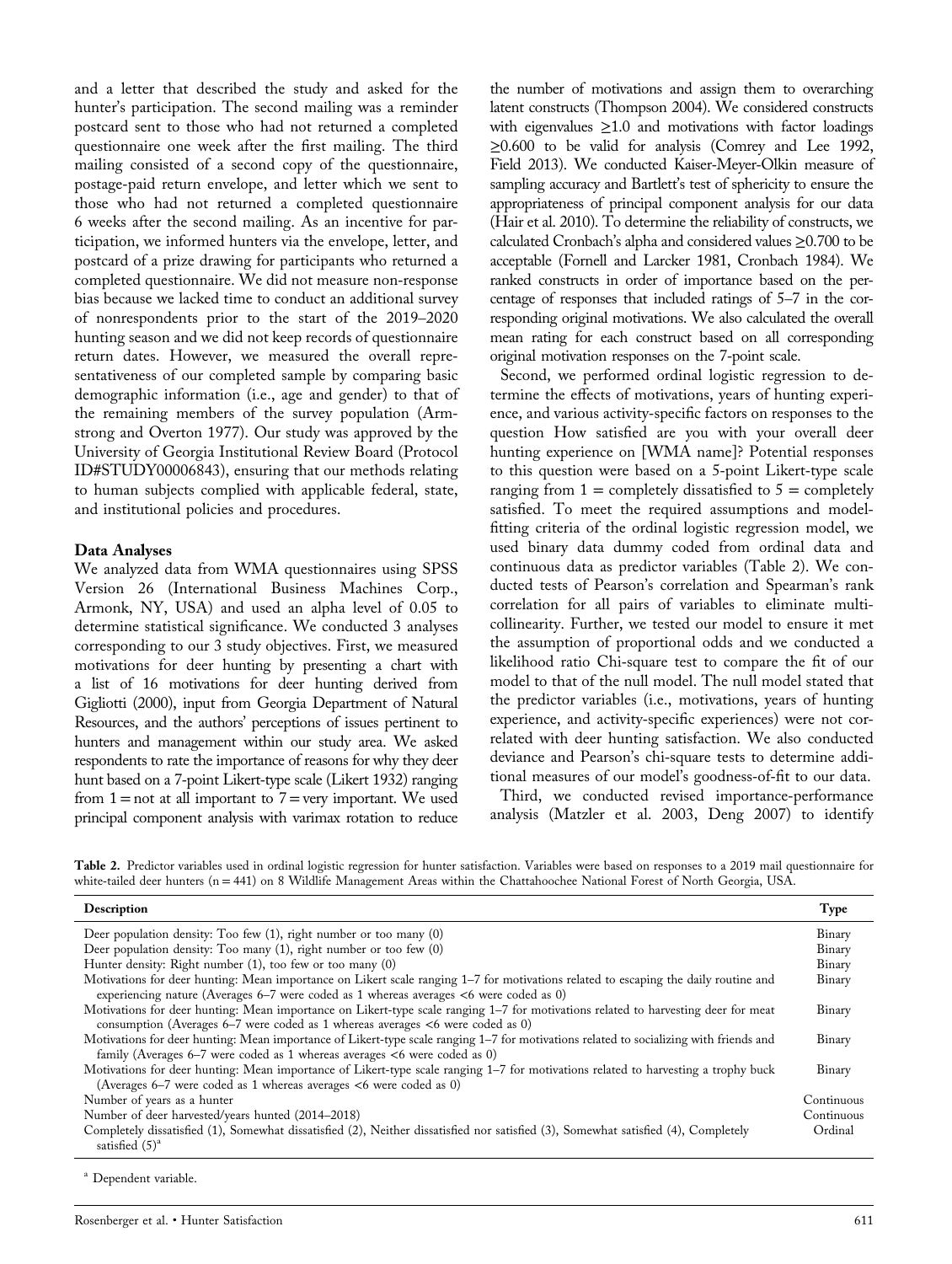and a letter that described the study and asked for the hunter's participation. The second mailing was a reminder postcard sent to those who had not returned a completed questionnaire one week after the first mailing. The third mailing consisted of a second copy of the questionnaire, postage-paid return envelope, and letter which we sent to those who had not returned a completed questionnaire 6 weeks after the second mailing. As an incentive for participation, we informed hunters via the envelope, letter, and postcard of a prize drawing for participants who returned a completed questionnaire. We did not measure non-response bias because we lacked time to conduct an additional survey of nonrespondents prior to the start of the 2019–2020 hunting season and we did not keep records of questionnaire return dates. However, we measured the overall representativeness of our completed sample by comparing basic demographic information (i.e., age and gender) to that of the remaining members of the survey population (Armstrong and Overton 1977). Our study was approved by the University of Georgia Institutional Review Board (Protocol ID#STUDY00006843), ensuring that our methods relating to human subjects complied with applicable federal, state, and institutional policies and procedures.

### Data Analyses

We analyzed data from WMA questionnaires using SPSS Version 26 (International Business Machines Corp., Armonk, NY, USA) and used an alpha level of 0.05 to determine statistical significance. We conducted 3 analyses corresponding to our 3 study objectives. First, we measured motivations for deer hunting by presenting a chart with a list of 16 motivations for deer hunting derived from Gigliotti (2000), input from Georgia Department of Natural Resources, and the authors' perceptions of issues pertinent to hunters and management within our study area. We asked respondents to rate the importance of reasons for why they deer hunt based on a 7-point Likert-type scale (Likert 1932) ranging from 1 = not at all important to 7 = very important. We used principal component analysis with varimax rotation to reduce the number of motivations and assign them to overarching latent constructs (Thompson 2004). We considered constructs with eigenvalues ≥1.0 and motivations with factor loadings ≥0.600 to be valid for analysis (Comrey and Lee 1992, Field 2013). We conducted Kaiser-Meyer-Olkin measure of sampling accuracy and Bartlett's test of sphericity to ensure the appropriateness of principal component analysis for our data (Hair et al. 2010). To determine the reliability of constructs, we calculated Cronbach's alpha and considered values ≥0.700 to be acceptable (Fornell and Larcker 1981, Cronbach 1984). We ranked constructs in order of importance based on the percentage of responses that included ratings of 5–7 in the corresponding original motivations. We also calculated the overall mean rating for each construct based on all corresponding original motivation responses on the 7-point scale.

Second, we performed ordinal logistic regression to determine the effects of motivations, years of hunting experience, and various activity-specific factors on responses to the question How satisfied are you with your overall deer hunting experience on [WMA name]? Potential responses to this question were based on a 5-point Likert-type scale ranging from 1 = completely dissatisfied to 5 = completely satisfied. To meet the required assumptions and model-fitting criteria of the ordinal logistic regression model, we used binary data dummy coded from ordinal data and continuous data as predictor variables (Table 2). We conducted tests of Pearson's correlation and Spearman's rank correlation for all pairs of variables to eliminate multicollinearity. Further, we tested our model to ensure it met the assumption of proportional odds and we conducted a likelihood ratio Chi-square test to compare the fit of our model to that of the null model. The null model stated that the predictor variables (i.e., motivations, years of hunting experience, and activity-specific experiences) were not correlated with deer hunting satisfaction. We also conducted deviance and Pearson's chi-square tests to determine additional measures of our model's goodness-of-fit to our data.

Third, we conducted revised importance-performance analysis (Matzler et al. 2003, Deng 2007) to identify

**Table 2.** Predictor variables used in ordinal logistic regression for hunter satisfaction. Variables were based on responses to a 2019 mail questionnaire for white-tailed deer hunters (n = 441) on 8 Wildlife Management Areas within the Chattahoochee National Forest of North Georgia, USA.

| Description | Type |
|---|---|
| Deer population density: Too few (1), right number or too many (0) | Binary |
| Deer population density: Too many (1), right number or too few (0) | Binary |
| Hunter density: Right number (1), too few or too many (0) | Binary |
| Motivations for deer hunting: Mean importance on Likert scale ranging 1–7 for motivations related to escaping the daily routine and experiencing nature (Averages 6–7 were coded as 1 whereas averages <6 were coded as 0) | Binary |
| Motivations for deer hunting: Mean importance on Likert-type scale ranging 1–7 for motivations related to harvesting deer for meat consumption (Averages 6–7 were coded as 1 whereas averages <6 were coded as 0) | Binary |
| Motivations for deer hunting: Mean importance of Likert-type scale ranging 1–7 for motivations related to socializing with friends and family (Averages 6–7 were coded as 1 whereas averages <6 were coded as 0) | Binary |
| Motivations for deer hunting: Mean importance of Likert-type scale ranging 1–7 for motivations related to harvesting a trophy buck (Averages 6–7 were coded as 1 whereas averages <6 were coded as 0) | Binary |
| Number of years as a hunter | Continuous |
| Number of deer harvested/years hunted (2014–2018) | Continuous |
| Completely dissatisfied (1), Somewhat dissatisfied (2), Neither dissatisfied nor satisfied (3), Somewhat satisfied (4), Completely satisfied (5)[a] | Ordinal |

[a] Dependent variable.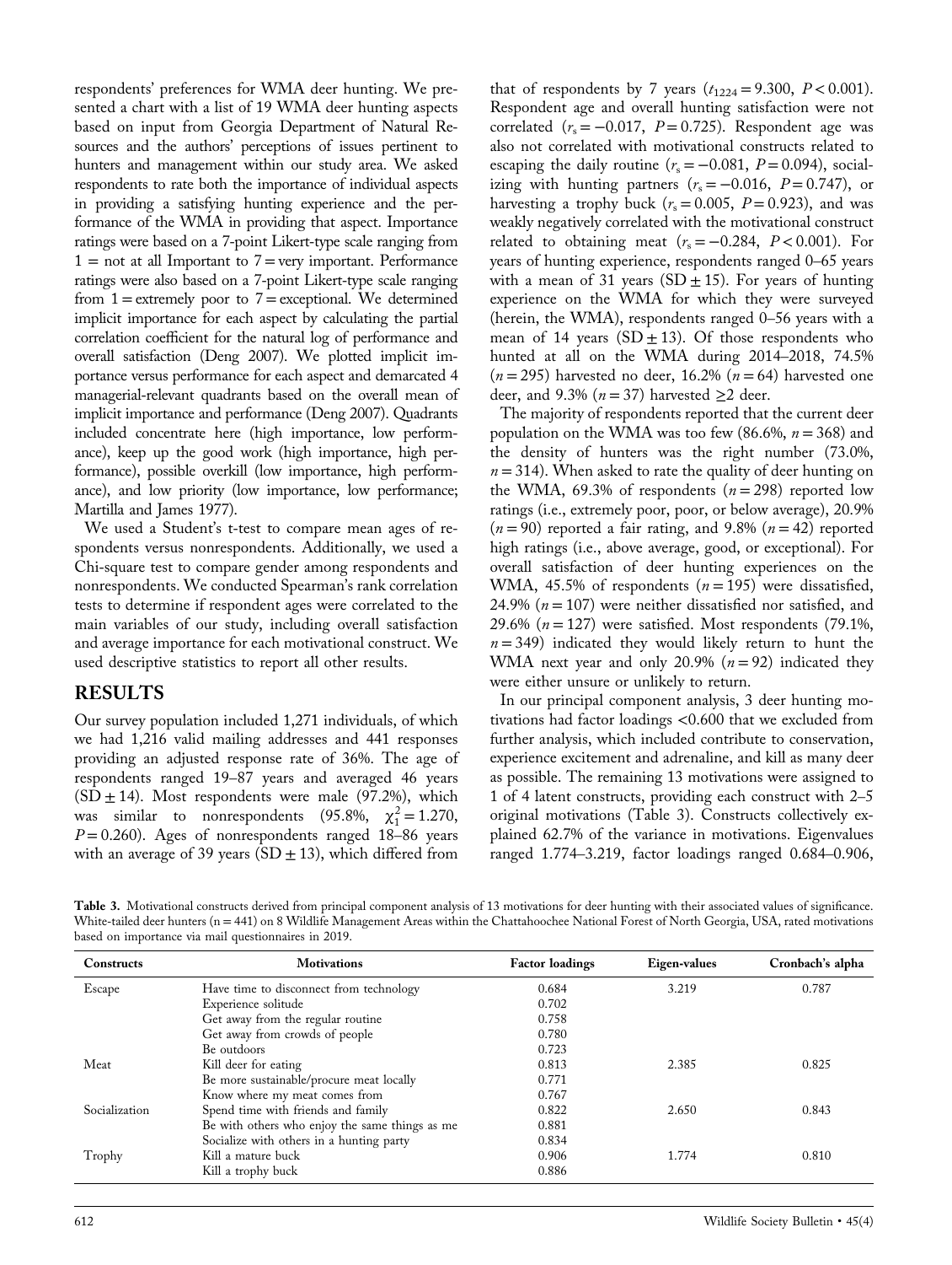respondents' preferences for WMA deer hunting. We presented a chart with a list of 19 WMA deer hunting aspects based on input from Georgia Department of Natural Resources and the authors' perceptions of issues pertinent to hunters and management within our study area. We asked respondents to rate both the importance of individual aspects in providing a satisfying hunting experience and the performance of the WMA in providing that aspect. Importance ratings were based on a 7-point Likert-type scale ranging from 1 = not at all Important to 7 = very important. Performance ratings were also based on a 7-point Likert-type scale ranging from 1 = extremely poor to 7 = exceptional. We determined implicit importance for each aspect by calculating the partial correlation coefficient for the natural log of performance and overall satisfaction (Deng 2007). We plotted implicit importance versus performance for each aspect and demarcated 4 managerial-relevant quadrants based on the overall mean of implicit importance and performance (Deng 2007). Quadrants included concentrate here (high importance, low performance), keep up the good work (high importance, high performance), possible overkill (low importance, high performance), and low priority (low importance, low performance; Martilla and James 1977).

We used a Student's t-test to compare mean ages of respondents versus nonrespondents. Additionally, we used a Chi-square test to compare gender among respondents and nonrespondents. We conducted Spearman's rank correlation tests to determine if respondent ages were correlated to the main variables of our study, including overall satisfaction and average importance for each motivational construct. We used descriptive statistics to report all other results.

## RESULTS

Our survey population included 1,271 individuals, of which we had 1,216 valid mailing addresses and 441 responses providing an adjusted response rate of 36%. The age of respondents ranged 19–87 years and averaged 46 years (SD ± 14). Most respondents were male (97.2%), which was similar to nonrespondents (95.8%, $\chi^2_1 = 1.270$, $P = 0.260$). Ages of nonrespondents ranged 18–86 years with an average of 39 years (SD ± 13), which differed from that of respondents by 7 years ($t_{1224} = 9.300$, $P < 0.001$). Respondent age and overall hunting satisfaction were not correlated ($r_s = -0.017$, $P = 0.725$). Respondent age was also not correlated with motivational constructs related to escaping the daily routine ($r_s = -0.081$, $P = 0.094$), socializing with hunting partners ($r_s = -0.016$, $P = 0.747$), or harvesting a trophy buck ($r_s = 0.005$, $P = 0.923$), and was weakly negatively correlated with the motivational construct related to obtaining meat ($r_s = -0.284$, $P < 0.001$). For years of hunting experience, respondents ranged 0–65 years with a mean of 31 years (SD ± 15). For years of hunting experience on the WMA for which they were surveyed (herein, the WMA), respondents ranged 0–56 years with a mean of 14 years (SD ± 13). Of those respondents who hunted at all on the WMA during 2014–2018, 74.5% ($n = 295$) harvested no deer, 16.2% ($n = 64$) harvested one deer, and 9.3% ($n = 37$) harvested ≥2 deer.

The majority of respondents reported that the current deer population on the WMA was too few (86.6%, $n = 368$) and the density of hunters was the right number (73.0%, $n = 314$). When asked to rate the quality of deer hunting on the WMA, 69.3% of respondents ($n = 298$) reported low ratings (i.e., extremely poor, poor, or below average), 20.9% ($n = 90$) reported a fair rating, and 9.8% ($n = 42$) reported high ratings (i.e., above average, good, or exceptional). For overall satisfaction of deer hunting experiences on the WMA, 45.5% of respondents ($n = 195$) were dissatisfied, 24.9% ($n = 107$) were neither dissatisfied nor satisfied, and 29.6% ($n = 127$) were satisfied. Most respondents (79.1%, $n = 349$) indicated they would likely return to hunt the WMA next year and only 20.9% ($n = 92$) indicated they were either unsure or unlikely to return.

In our principal component analysis, 3 deer hunting motivations had factor loadings <0.600 that we excluded from further analysis, which included contribute to conservation, experience excitement and adrenaline, and kill as many deer as possible. The remaining 13 motivations were assigned to 1 of 4 latent constructs, providing each construct with 2–5 original motivations (Table 3). Constructs collectively explained 62.7% of the variance in motivations. Eigenvalues ranged 1.774–3.219, factor loadings ranged 0.684–0.906,

**Table 3.** Motivational constructs derived from principal component analysis of 13 motivations for deer hunting with their associated values of significance. White-tailed deer hunters (n = 441) on 8 Wildlife Management Areas within the Chattahoochee National Forest of North Georgia, USA, rated motivations based on importance via mail questionnaires in 2019.

| Constructs | Motivations | Factor loadings | Eigen-values | Cronbach's alpha |
|---|---|---|---|---|
| Escape | Have time to disconnect from technology | 0.684 | 3.219 | 0.787 |
| | Experience solitude | 0.702 | | |
| | Get away from the regular routine | 0.758 | | |
| | Get away from crowds of people | 0.780 | | |
| | Be outdoors | 0.723 | | |
| Meat | Kill deer for eating | 0.813 | 2.385 | 0.825 |
| | Be more sustainable/procure meat locally | 0.771 | | |
| | Know where my meat comes from | 0.767 | | |
| Socialization | Spend time with friends and family | 0.822 | 2.650 | 0.843 |
| | Be with others who enjoy the same things as me | 0.881 | | |
| | Socialize with others in a hunting party | 0.834 | | |
| Trophy | Kill a mature buck | 0.906 | 1.774 | 0.810 |
| | Kill a trophy buck | 0.886 | | |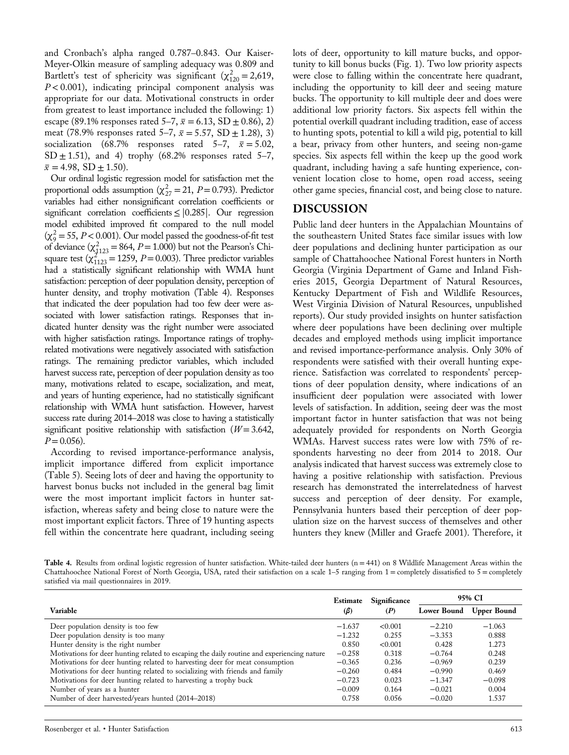and Cronbach's alpha ranged 0.787–0.843. Our Kaiser-Meyer-Olkin measure of sampling adequacy was 0.809 and Bartlett's test of sphericity was significant ($\chi^2_{120} = 2{,}619$, $P < 0.001$), indicating principal component analysis was appropriate for our data. Motivational constructs in order from greatest to least importance included the following: 1) escape (89.1% responses rated 5–7, $\bar{x} = 6.13$, SD $\pm$ 0.86), 2) meat (78.9% responses rated 5–7, $\bar{x} = 5.57$, SD $\pm$ 1.28), 3) socialization (68.7% responses rated 5–7, $\bar{x} = 5.02$, SD $\pm$ 1.51), and 4) trophy (68.2% responses rated 5–7, $\bar{x} = 4.98$, SD $\pm$ 1.50).

Our ordinal logistic regression model for satisfaction met the proportional odds assumption ($\chi^2_{27} = 21$, $P = 0.793$). Predictor variables had either nonsignificant correlation coefficients or significant correlation coefficients $\leq |0.285|$. Our regression model exhibited improved fit compared to the null model ($\chi^2_{9} = 55$, $P < 0.001$). Our model passed the goodness-of-fit test of deviance ($\chi^2_{1123} = 864$, $P = 1.000$) but not the Pearson's Chi-square test ($\chi^2_{1123} = 1259$, $P = 0.003$). Three predictor variables had a statistically significant relationship with WMA hunt satisfaction: perception of deer population density, perception of hunter density, and trophy motivation (Table 4). Responses that indicated the deer population had too few deer were associated with lower satisfaction ratings. Responses that indicated hunter density was the right number were associated with higher satisfaction ratings. Importance ratings of trophy-related motivations were negatively associated with satisfaction ratings. The remaining predictor variables, which included harvest success rate, perception of deer population density as too many, motivations related to escape, socialization, and meat, and years of hunting experience, had no statistically significant relationship with WMA hunt satisfaction. However, harvest success rate during 2014–2018 was close to having a statistically significant positive relationship with satisfaction ($W = 3.642$, $P = 0.056$).

According to revised importance-performance analysis, implicit importance differed from explicit importance (Table 5). Seeing lots of deer and having the opportunity to harvest bonus bucks not included in the general bag limit were the most important implicit factors in hunter satisfaction, whereas safety and being close to nature were the most important explicit factors. Three of 19 hunting aspects fell within the concentrate here quadrant, including seeing lots of deer, opportunity to kill mature bucks, and opportunity to kill bonus bucks (Fig. 1). Two low priority aspects were close to falling within the concentrate here quadrant, including the opportunity to kill deer and seeing mature bucks. The opportunity to kill multiple deer and does were additional low priority factors. Six aspects fell within the potential overkill quadrant including tradition, ease of access to hunting spots, potential to kill a wild pig, potential to kill a bear, privacy from other hunters, and seeing non-game species. Six aspects fell within the keep up the good work quadrant, including having a safe hunting experience, convenient location close to home, open road access, seeing other game species, financial cost, and being close to nature.

## DISCUSSION

Public land deer hunters in the Appalachian Mountains of the southeastern United States face similar issues with low deer populations and declining hunter participation as our sample of Chattahoochee National Forest hunters in North Georgia (Virginia Department of Game and Inland Fisheries 2015, Georgia Department of Natural Resources, Kentucky Department of Fish and Wildlife Resources, West Virginia Division of Natural Resources, unpublished reports). Our study provided insights on hunter satisfaction where deer populations have been declining over multiple decades and employed methods using implicit importance and revised importance-performance analysis. Only 30% of respondents were satisfied with their overall hunting experience. Satisfaction was correlated to respondents' perceptions of deer population density, where indications of an insufficient deer population were associated with lower levels of satisfaction. In addition, seeing deer was the most important factor in hunter satisfaction that was not being adequately provided for respondents on North Georgia WMAs. Harvest success rates were low with 75% of respondents harvesting no deer from 2014 to 2018. Our analysis indicated that harvest success was extremely close to having a positive relationship with satisfaction. Previous research has demonstrated the interrelatedness of harvest success and perception of deer density. For example, Pennsylvania hunters based their perception of deer population size on the harvest success of themselves and other hunters they knew (Miller and Graefe 2001). Therefore, it

**Table 4.** Results from ordinal logistic regression of hunter satisfaction. White-tailed deer hunters (n = 441) on 8 Wildlife Management Areas within the Chattahoochee National Forest of North Georgia, USA, rated their satisfaction on a scale 1–5 ranging from 1 = completely dissatisfied to 5 = completely satisfied via mail questionnaires in 2019.

| Variable | Estimate ($\beta$) | Significance ($P$) | 95% CI Lower Bound | 95% CI Upper Bound |
|---|---|---|---|---|
| Deer population density is too few | −1.637 | <0.001 | −2.210 | −1.063 |
| Deer population density is too many | −1.232 | 0.255 | −3.353 | 0.888 |
| Hunter density is the right number | 0.850 | <0.001 | 0.428 | 1.273 |
| Motivations for deer hunting related to escaping the daily routine and experiencing nature | −0.258 | 0.318 | −0.764 | 0.248 |
| Motivations for deer hunting related to harvesting deer for meat consumption | −0.365 | 0.236 | −0.969 | 0.239 |
| Motivations for deer hunting related to socializing with friends and family | −0.260 | 0.484 | −0.990 | 0.469 |
| Motivations for deer hunting related to harvesting a trophy buck | −0.723 | 0.023 | −1.347 | −0.098 |
| Number of years as a hunter | −0.009 | 0.164 | −0.021 | 0.004 |
| Number of deer harvested/years hunted (2014–2018) | 0.758 | 0.056 | −0.020 | 1.537 |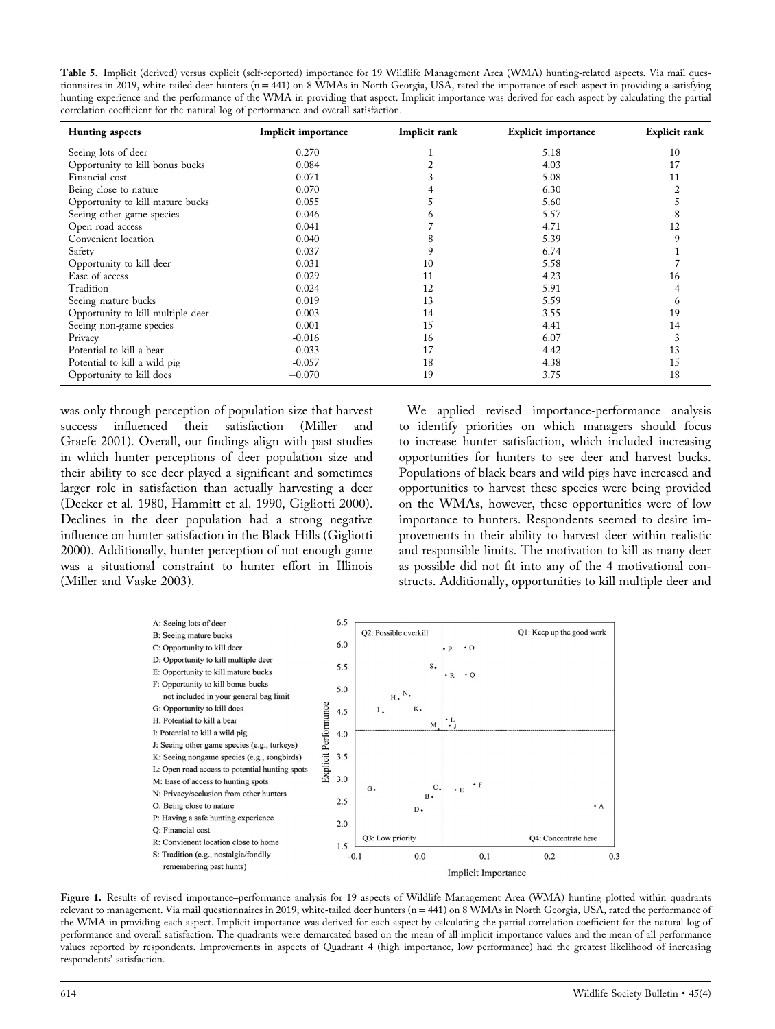**Table 5.** Implicit (derived) versus explicit (self-reported) importance for 19 Wildlife Management Area (WMA) hunting-related aspects. Via mail questionnaires in 2019, white-tailed deer hunters (n = 441) on 8 WMAs in North Georgia, USA, rated the importance of each aspect in providing a satisfying hunting experience and the performance of the WMA in providing that aspect. Implicit importance was derived for each aspect by calculating the partial correlation coefficient for the natural log of performance and overall satisfaction.

| Hunting aspects | Implicit importance | Implicit rank | Explicit importance | Explicit rank |
|---|---|---|---|---|
| Seeing lots of deer | 0.270 | 1 | 5.18 | 10 |
| Opportunity to kill bonus bucks | 0.084 | 2 | 4.03 | 17 |
| Financial cost | 0.071 | 3 | 5.08 | 11 |
| Being close to nature | 0.070 | 4 | 6.30 | 2 |
| Opportunity to kill mature bucks | 0.055 | 5 | 5.60 | 5 |
| Seeing other game species | 0.046 | 6 | 5.57 | 8 |
| Open road access | 0.041 | 7 | 4.71 | 12 |
| Convenient location | 0.040 | 8 | 5.39 | 9 |
| Safety | 0.037 | 9 | 6.74 | 1 |
| Opportunity to kill deer | 0.031 | 10 | 5.58 | 7 |
| Ease of access | 0.029 | 11 | 4.23 | 16 |
| Tradition | 0.024 | 12 | 5.91 | 4 |
| Seeing mature bucks | 0.019 | 13 | 5.59 | 6 |
| Opportunity to kill multiple deer | 0.003 | 14 | 3.55 | 19 |
| Seeing non-game species | 0.001 | 15 | 4.41 | 14 |
| Privacy | -0.016 | 16 | 6.07 | 3 |
| Potential to kill a bear | -0.033 | 17 | 4.42 | 13 |
| Potential to kill a wild pig | -0.057 | 18 | 4.38 | 15 |
| Opportunity to kill does | −0.070 | 19 | 3.75 | 18 |

was only through perception of population size that harvest success influenced their satisfaction (Miller and Graefe 2001). Overall, our findings align with past studies in which hunter perceptions of deer population size and their ability to see deer played a significant and sometimes larger role in satisfaction than actually harvesting a deer (Decker et al. 1980, Hammitt et al. 1990, Gigliotti 2000). Declines in the deer population had a strong negative influence on hunter satisfaction in the Black Hills (Gigliotti 2000). Additionally, hunter perception of not enough game was a situational constraint to hunter effort in Illinois (Miller and Vaske 2003).

We applied revised importance-performance analysis to identify priorities on which managers should focus to increase hunter satisfaction, which included increasing opportunities for hunters to see deer and harvest bucks. Populations of black bears and wild pigs have increased and opportunities to harvest these species were being provided on the WMAs, however, these opportunities were of low importance to hunters. Respondents seemed to desire improvements in their ability to harvest deer within realistic and responsible limits. The motivation to kill as many deer as possible did not fit into any of the 4 motivational constructs. Additionally, opportunities to kill multiple deer and

**Figure 1.** Results of revised importance–performance analysis for 19 aspects of Wildlife Management Area (WMA) hunting plotted within quadrants relevant to management. Via mail questionnaires in 2019, white-tailed deer hunters (n = 441) on 8 WMAs in North Georgia, USA, rated the performance of the WMA in providing each aspect. Implicit importance was derived for each aspect by calculating the partial correlation coefficient for the natural log of performance and overall satisfaction. The quadrants were demarcated based on the mean of all implicit importance values and the mean of all performance values reported by respondents. Improvements in aspects of Quadrant 4 (high importance, low performance) had the greatest likelihood of increasing respondents' satisfaction.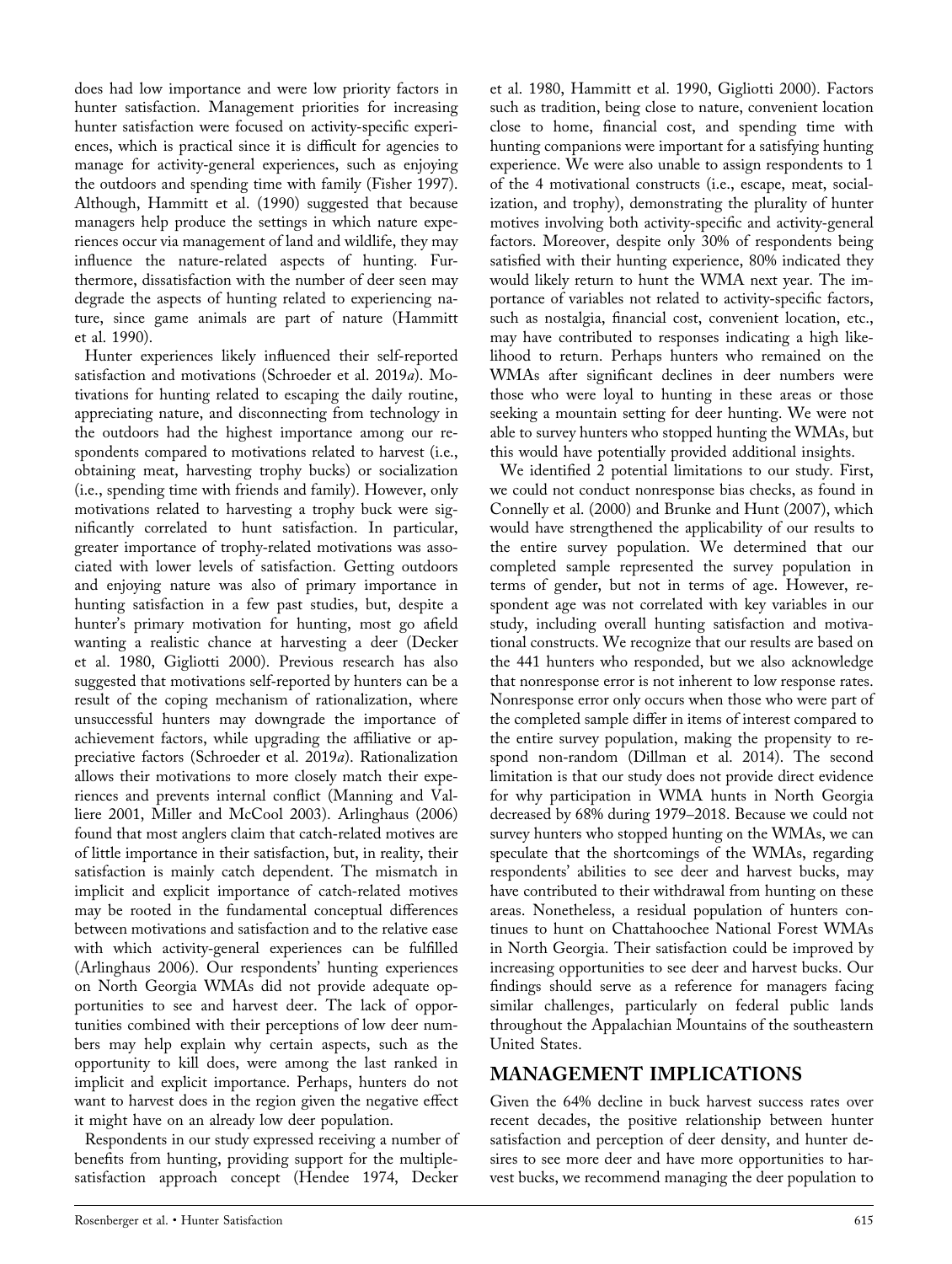does had low importance and were low priority factors in hunter satisfaction. Management priorities for increasing hunter satisfaction were focused on activity-specific experiences, which is practical since it is difficult for agencies to manage for activity-general experiences, such as enjoying the outdoors and spending time with family (Fisher 1997). Although, Hammitt et al. (1990) suggested that because managers help produce the settings in which nature experiences occur via management of land and wildlife, they may influence the nature-related aspects of hunting. Furthermore, dissatisfaction with the number of deer seen may degrade the aspects of hunting related to experiencing nature, since game animals are part of nature (Hammitt et al. 1990).

Hunter experiences likely influenced their self-reported satisfaction and motivations (Schroeder et al. 2019*a*). Motivations for hunting related to escaping the daily routine, appreciating nature, and disconnecting from technology in the outdoors had the highest importance among our respondents compared to motivations related to harvest (i.e., obtaining meat, harvesting trophy bucks) or socialization (i.e., spending time with friends and family). However, only motivations related to harvesting a trophy buck were significantly correlated to hunt satisfaction. In particular, greater importance of trophy-related motivations was associated with lower levels of satisfaction. Getting outdoors and enjoying nature was also of primary importance in hunting satisfaction in a few past studies, but, despite a hunter's primary motivation for hunting, most go afield wanting a realistic chance at harvesting a deer (Decker et al. 1980, Gigliotti 2000). Previous research has also suggested that motivations self-reported by hunters can be a result of the coping mechanism of rationalization, where unsuccessful hunters may downgrade the importance of achievement factors, while upgrading the affiliative or appreciative factors (Schroeder et al. 2019*a*). Rationalization allows their motivations to more closely match their experiences and prevents internal conflict (Manning and Valliere 2001, Miller and McCool 2003). Arlinghaus (2006) found that most anglers claim that catch-related motives are of little importance in their satisfaction, but, in reality, their satisfaction is mainly catch dependent. The mismatch in implicit and explicit importance of catch-related motives may be rooted in the fundamental conceptual differences between motivations and satisfaction and to the relative ease with which activity-general experiences can be fulfilled (Arlinghaus 2006). Our respondents' hunting experiences on North Georgia WMAs did not provide adequate opportunities to see and harvest deer. The lack of opportunities combined with their perceptions of low deer numbers may help explain why certain aspects, such as the opportunity to kill does, were among the last ranked in implicit and explicit importance. Perhaps, hunters do not want to harvest does in the region given the negative effect it might have on an already low deer population.

Respondents in our study expressed receiving a number of benefits from hunting, providing support for the multiple-satisfaction approach concept (Hendee 1974, Decker et al. 1980, Hammitt et al. 1990, Gigliotti 2000). Factors such as tradition, being close to nature, convenient location close to home, financial cost, and spending time with hunting companions were important for a satisfying hunting experience. We were also unable to assign respondents to 1 of the 4 motivational constructs (i.e., escape, meat, socialization, and trophy), demonstrating the plurality of hunter motives involving both activity-specific and activity-general factors. Moreover, despite only 30% of respondents being satisfied with their hunting experience, 80% indicated they would likely return to hunt the WMA next year. The importance of variables not related to activity-specific factors, such as nostalgia, financial cost, convenient location, etc., may have contributed to responses indicating a high likelihood to return. Perhaps hunters who remained on the WMAs after significant declines in deer numbers were those who were loyal to hunting in these areas or those seeking a mountain setting for deer hunting. We were not able to survey hunters who stopped hunting the WMAs, but this would have potentially provided additional insights.

We identified 2 potential limitations to our study. First, we could not conduct nonresponse bias checks, as found in Connelly et al. (2000) and Brunke and Hunt (2007), which would have strengthened the applicability of our results to the entire survey population. We determined that our completed sample represented the survey population in terms of gender, but not in terms of age. However, respondent age was not correlated with key variables in our study, including overall hunting satisfaction and motivational constructs. We recognize that our results are based on the 441 hunters who responded, but we also acknowledge that nonresponse error is not inherent to low response rates. Nonresponse error only occurs when those who were part of the completed sample differ in items of interest compared to the entire survey population, making the propensity to respond non-random (Dillman et al. 2014). The second limitation is that our study does not provide direct evidence for why participation in WMA hunts in North Georgia decreased by 68% during 1979–2018. Because we could not survey hunters who stopped hunting on the WMAs, we can speculate that the shortcomings of the WMAs, regarding respondents' abilities to see deer and harvest bucks, may have contributed to their withdrawal from hunting on these areas. Nonetheless, a residual population of hunters continues to hunt on Chattahoochee National Forest WMAs in North Georgia. Their satisfaction could be improved by increasing opportunities to see deer and harvest bucks. Our findings should serve as a reference for managers facing similar challenges, particularly on federal public lands throughout the Appalachian Mountains of the southeastern United States.

## MANAGEMENT IMPLICATIONS

Given the 64% decline in buck harvest success rates over recent decades, the positive relationship between hunter satisfaction and perception of deer density, and hunter desires to see more deer and have more opportunities to harvest bucks, we recommend managing the deer population to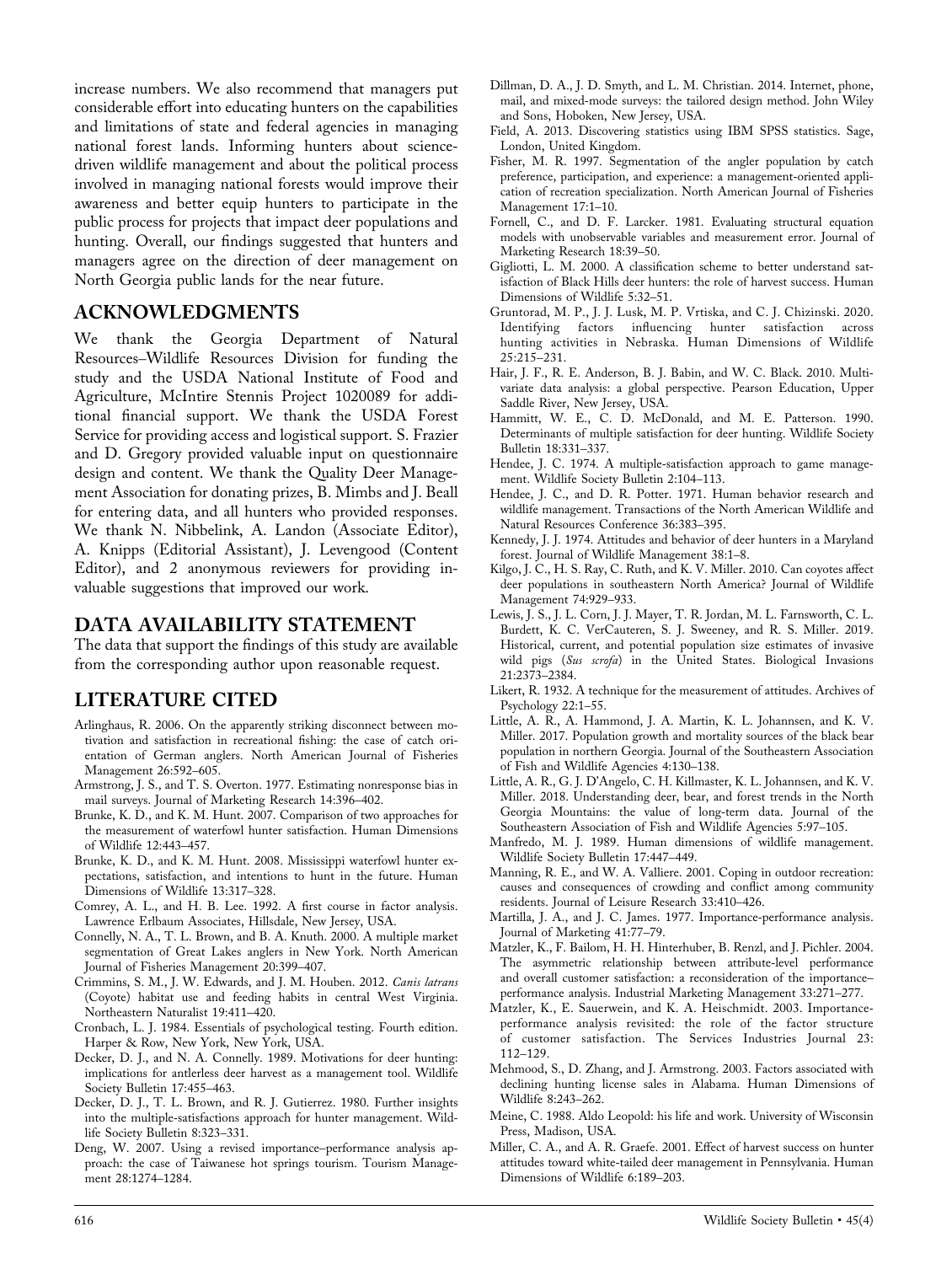increase numbers. We also recommend that managers put considerable effort into educating hunters on the capabilities and limitations of state and federal agencies in managing national forest lands. Informing hunters about science-driven wildlife management and about the political process involved in managing national forests would improve their awareness and better equip hunters to participate in the public process for projects that impact deer populations and hunting. Overall, our findings suggested that hunters and managers agree on the direction of deer management on North Georgia public lands for the near future.

## ACKNOWLEDGMENTS

We thank the Georgia Department of Natural Resources–Wildlife Resources Division for funding the study and the USDA National Institute of Food and Agriculture, McIntire Stennis Project 1020089 for additional financial support. We thank the USDA Forest Service for providing access and logistical support. S. Frazier and D. Gregory provided valuable input on questionnaire design and content. We thank the Quality Deer Management Association for donating prizes, B. Mimbs and J. Beall for entering data, and all hunters who provided responses. We thank N. Nibbelink, A. Landon (Associate Editor), A. Knipps (Editorial Assistant), J. Levengood (Content Editor), and 2 anonymous reviewers for providing invaluable suggestions that improved our work.

## DATA AVAILABILITY STATEMENT

The data that support the findings of this study are available from the corresponding author upon reasonable request.

## LITERATURE CITED

Arlinghaus, R. 2006. On the apparently striking disconnect between motivation and satisfaction in recreational fishing: the case of catch orientation of German anglers. North American Journal of Fisheries Management 26:592–605.

Armstrong, J. S., and T. S. Overton. 1977. Estimating nonresponse bias in mail surveys. Journal of Marketing Research 14:396–402.

Brunke, K. D., and K. M. Hunt. 2007. Comparison of two approaches for the measurement of waterfowl hunter satisfaction. Human Dimensions of Wildlife 12:443–457.

Brunke, K. D., and K. M. Hunt. 2008. Mississippi waterfowl hunter expectations, satisfaction, and intentions to hunt in the future. Human Dimensions of Wildlife 13:317–328.

Comrey, A. L., and H. B. Lee. 1992. A first course in factor analysis. Lawrence Erlbaum Associates, Hillsdale, New Jersey, USA.

Connelly, N. A., T. L. Brown, and B. A. Knuth. 2000. A multiple market segmentation of Great Lakes anglers in New York. North American Journal of Fisheries Management 20:399–407.

Crimmins, S. M., J. W. Edwards, and J. M. Houben. 2012. *Canis latrans* (Coyote) habitat use and feeding habits in central West Virginia. Northeastern Naturalist 19:411–420.

Cronbach, L. J. 1984. Essentials of psychological testing. Fourth edition. Harper & Row, New York, New York, USA.

Decker, D. J., and N. A. Connelly. 1989. Motivations for deer hunting: implications for antlerless deer harvest as a management tool. Wildlife Society Bulletin 17:455–463.

Decker, D. J., T. L. Brown, and R. J. Gutierrez. 1980. Further insights into the multiple-satisfactions approach for hunter management. Wildlife Society Bulletin 8:323–331.

Deng, W. 2007. Using a revised importance–performance analysis approach: the case of Taiwanese hot springs tourism. Tourism Management 28:1274–1284.

Dillman, D. A., J. D. Smyth, and L. M. Christian. 2014. Internet, phone, mail, and mixed-mode surveys: the tailored design method. John Wiley and Sons, Hoboken, New Jersey, USA.

Field, A. 2013. Discovering statistics using IBM SPSS statistics. Sage, London, United Kingdom.

Fisher, M. R. 1997. Segmentation of the angler population by catch preference, participation, and experience: a management-oriented application of recreation specialization. North American Journal of Fisheries Management 17:1–10.

Fornell, C., and D. F. Larcker. 1981. Evaluating structural equation models with unobservable variables and measurement error. Journal of Marketing Research 18:39–50.

Gigliotti, L. M. 2000. A classification scheme to better understand satisfaction of Black Hills deer hunters: the role of harvest success. Human Dimensions of Wildlife 5:32–51.

Gruntorad, M. P., J. J. Lusk, M. P. Vrtiska, and C. J. Chizinski. 2020. Identifying factors influencing hunter satisfaction across hunting activities in Nebraska. Human Dimensions of Wildlife 25:215–231.

Hair, J. F., R. E. Anderson, B. J. Babin, and W. C. Black. 2010. Multivariate data analysis: a global perspective. Pearson Education, Upper Saddle River, New Jersey, USA.

Hammitt, W. E., C. D. McDonald, and M. E. Patterson. 1990. Determinants of multiple satisfaction for deer hunting. Wildlife Society Bulletin 18:331–337.

Hendee, J. C. 1974. A multiple-satisfaction approach to game management. Wildlife Society Bulletin 2:104–113.

Hendee, J. C., and D. R. Potter. 1971. Human behavior research and wildlife management. Transactions of the North American Wildlife and Natural Resources Conference 36:383–395.

Kennedy, J. J. 1974. Attitudes and behavior of deer hunters in a Maryland forest. Journal of Wildlife Management 38:1–8.

Kilgo, J. C., H. S. Ray, C. Ruth, and K. V. Miller. 2010. Can coyotes affect deer populations in southeastern North America? Journal of Wildlife Management 74:929–933.

Lewis, J. S., J. L. Corn, J. J. Mayer, T. R. Jordan, M. L. Farnsworth, C. L. Burdett, K. C. VerCauteren, S. J. Sweeney, and R. S. Miller. 2019. Historical, current, and potential population size estimates of invasive wild pigs (*Sus scrofa*) in the United States. Biological Invasions 21:2373–2384.

Likert, R. 1932. A technique for the measurement of attitudes. Archives of Psychology 22:1–55.

Little, A. R., A. Hammond, J. A. Martin, K. L. Johannsen, and K. V. Miller. 2017. Population growth and mortality sources of the black bear population in northern Georgia. Journal of the Southeastern Association of Fish and Wildlife Agencies 4:130–138.

Little, A. R., G. J. D'Angelo, C. H. Killmaster, K. L. Johannsen, and K. V. Miller. 2018. Understanding deer, bear, and forest trends in the North Georgia Mountains: the value of long-term data. Journal of the Southeastern Association of Fish and Wildlife Agencies 5:97–105.

Manfredo, M. J. 1989. Human dimensions of wildlife management. Wildlife Society Bulletin 17:447–449.

Manning, R. E., and W. A. Valliere. 2001. Coping in outdoor recreation: causes and consequences of crowding and conflict among community residents. Journal of Leisure Research 33:410–426.

Martilla, J. A., and J. C. James. 1977. Importance-performance analysis. Journal of Marketing 41:77–79.

Matzler, K., F. Bailom, H. H. Hinterhuber, B. Renzl, and J. Pichler. 2004. The asymmetric relationship between attribute-level performance and overall customer satisfaction: a reconsideration of the importance–performance analysis. Industrial Marketing Management 33:271–277.

Matzler, K., E. Sauerwein, and K. A. Heischmidt. 2003. Importance-performance analysis revisited: the role of the factor structure of customer satisfaction. The Services Industries Journal 23: 112–129.

Mehmood, S., D. Zhang, and J. Armstrong. 2003. Factors associated with declining hunting license sales in Alabama. Human Dimensions of Wildlife 8:243–262.

Meine, C. 1988. Aldo Leopold: his life and work. University of Wisconsin Press, Madison, USA.

Miller, C. A., and A. R. Graefe. 2001. Effect of harvest success on hunter attitudes toward white-tailed deer management in Pennsylvania. Human Dimensions of Wildlife 6:189–203.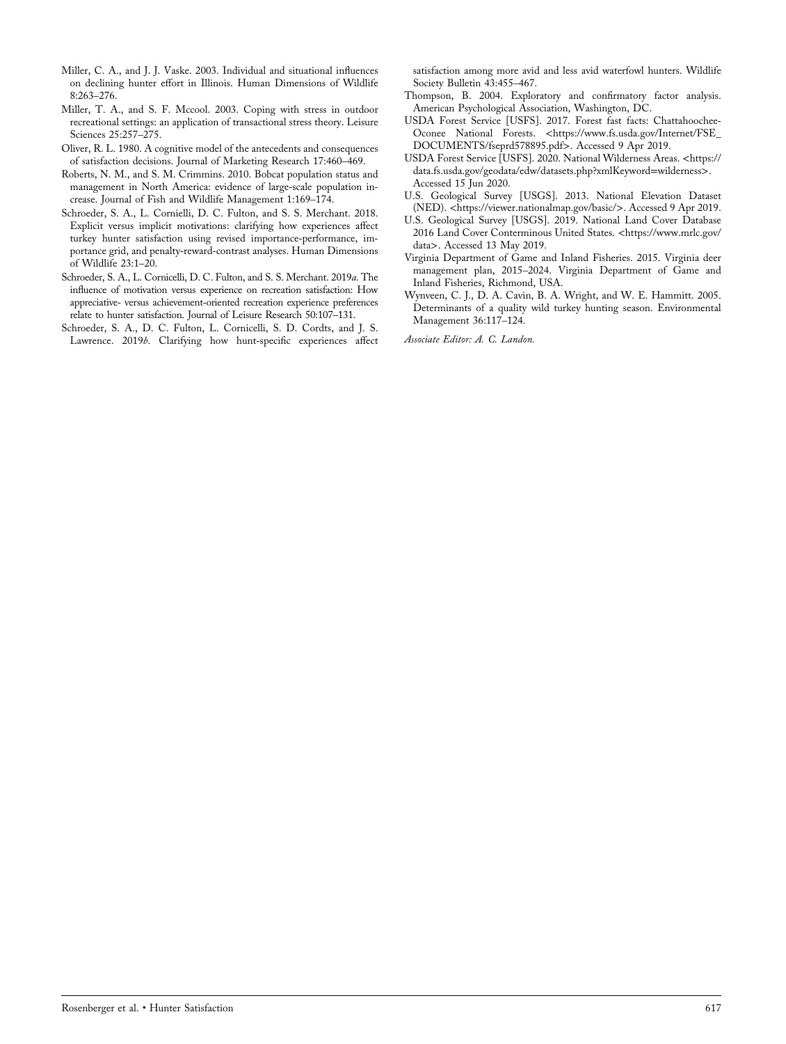Miller, C. A., and J. J. Vaske. 2003. Individual and situational influences on declining hunter effort in Illinois. Human Dimensions of Wildlife 8:263–276.

Miller, T. A., and S. F. Mccool. 2003. Coping with stress in outdoor recreational settings: an application of transactional stress theory. Leisure Sciences 25:257–275.

Oliver, R. L. 1980. A cognitive model of the antecedents and consequences of satisfaction decisions. Journal of Marketing Research 17:460–469.

Roberts, N. M., and S. M. Crimmins. 2010. Bobcat population status and management in North America: evidence of large-scale population increase. Journal of Fish and Wildlife Management 1:169–174.

Schroeder, S. A., L. Cornielli, D. C. Fulton, and S. S. Merchant. 2018. Explicit versus implicit motivations: clarifying how experiences affect turkey hunter satisfaction using revised importance-performance, importance grid, and penalty-reward-contrast analyses. Human Dimensions of Wildlife 23:1–20.

Schroeder, S. A., L. Cornicelli, D. C. Fulton, and S. S. Merchant. 2019*a*. The influence of motivation versus experience on recreation satisfaction: How appreciative- versus achievement-oriented recreation experience preferences relate to hunter satisfaction. Journal of Leisure Research 50:107–131.

Schroeder, S. A., D. C. Fulton, L. Cornicelli, S. D. Cordts, and J. S. Lawrence. 2019*b*. Clarifying how hunt-specific experiences affect satisfaction among more avid and less avid waterfowl hunters. Wildlife Society Bulletin 43:455–467.

Thompson, B. 2004. Exploratory and confirmatory factor analysis. American Psychological Association, Washington, DC.

USDA Forest Service [USFS]. 2017. Forest fast facts: Chattahoochee-Oconee National Forests. <https://www.fs.usda.gov/Internet/FSE_DOCUMENTS/fseprd578895.pdf>. Accessed 9 Apr 2019.

USDA Forest Service [USFS]. 2020. National Wilderness Areas. <https://data.fs.usda.gov/geodata/edw/datasets.php?xmlKeyword=wilderness>. Accessed 15 Jun 2020.

U.S. Geological Survey [USGS]. 2013. National Elevation Dataset (NED). <https://viewer.nationalmap.gov/basic/>. Accessed 9 Apr 2019.

U.S. Geological Survey [USGS]. 2019. National Land Cover Database 2016 Land Cover Conterminous United States. <https://www.mrlc.gov/data>. Accessed 13 May 2019.

Virginia Department of Game and Inland Fisheries. 2015. Virginia deer management plan, 2015–2024. Virginia Department of Game and Inland Fisheries, Richmond, USA.

Wynveen, C. J., D. A. Cavin, B. A. Wright, and W. E. Hammitt. 2005. Determinants of a quality wild turkey hunting season. Environmental Management 36:117–124.

*Associate Editor: A. C. Landon.*